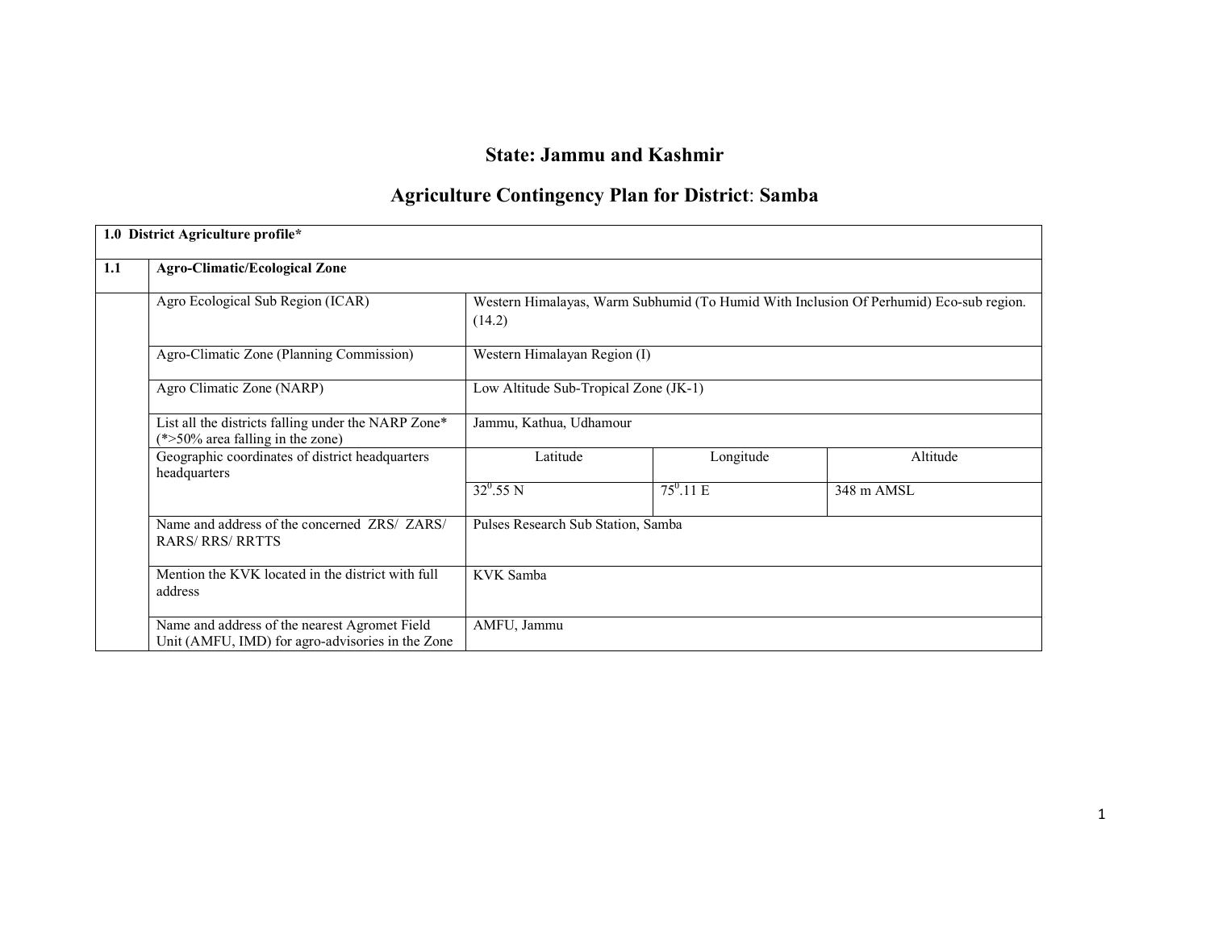# State: Jammu and Kashmir

## Agriculture Contingency Plan for District: Samba

| 1.0 District Agriculture profile* | | | | |
|---|---|---|---|---|
| **1.1** | **Agro-Climatic/Ecological Zone** | | | |
| | Agro Ecological Sub Region (ICAR) | Western Himalayas, Warm Subhumid (To Humid With Inclusion Of Perhumid) Eco-sub region. (14.2) | | |
| | Agro-Climatic Zone (Planning Commission) | Western Himalayan Region (I) | | |
| | Agro Climatic Zone (NARP) | Low Altitude Sub-Tropical Zone (JK-1) | | |
| | List all the districts falling under the NARP Zone* (*>50% area falling in the zone) | Jammu, Kathua, Udhamour | | |
| | Geographic coordinates of district headquarters headquarters | Latitude | Longitude | Altitude |
| | | $32^0$.55 N | $75^0$.11 E | 348 m AMSL |
| | Name and address of the concerned ZRS/ ZARS/ RARS/ RRS/ RRTTS | Pulses Research Sub Station, Samba | | |
| | Mention the KVK located in the district with full address | KVK Samba | | |
| | Name and address of the nearest Agromet Field Unit (AMFU, IMD) for agro-advisories in the Zone | AMFU, Jammu | | |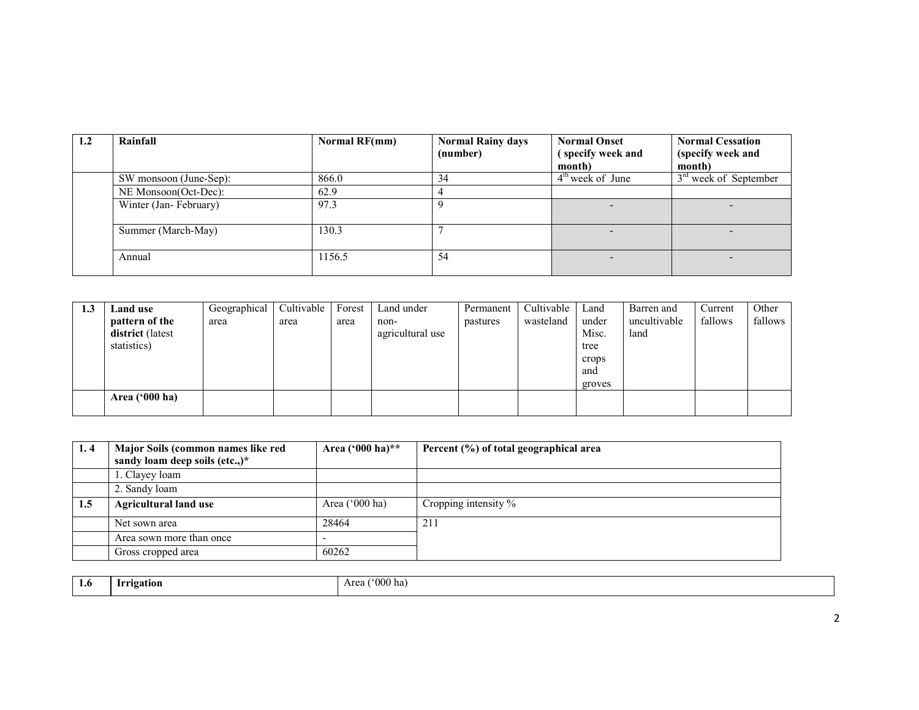| 1.2 | Rainfall | Normal RF(mm) | Normal Rainy days (number) | Normal Onset ( specify week and month) | Normal Cessation (specify week and month) |
|---|---|---|---|---|---|
| | SW monsoon (June-Sep): | 866.0 | 34 | 4th week of June | 3rd week of September |
| | NE Monsoon(Oct-Dec): | 62.9 | 4 | | |
| | Winter (Jan- February) | 97.3 | 9 | - | - |
| | Summer (March-May) | 130.3 | 7 | - | - |
| | Annual | 1156.5 | 54 | - | - |

| 1.3 | **Land use pattern of the district** (latest statistics) | Geographical area | Cultivable area | Forest area | Land under non-agricultural use | Permanent pastures | Cultivable wasteland | Land under Misc. tree crops and groves | Barren and uncultivable land | Current fallows | Other fallows |
|---|---|---|---|---|---|---|---|---|---|---|---|
| | **Area ('000 ha)** | | | | | | | | | | |

| 1. 4 | Major Soils (common names like red sandy loam deep soils (etc.,)* | Area ('000 ha)** | Percent (%) of total geographical area |
|---|---|---|---|
| | 1. Clayey loam | | |
| | 2. Sandy loam | | |
| **1.5** | **Agricultural land use** | Area ('000 ha) | Cropping intensity % |
| | Net sown area | 28464 | 211 |
| | Area sown more than once | - | |
| | Gross cropped area | 60262 | |

| 1.6 | Irrigation | Area ('000 ha) |
|---|---|---|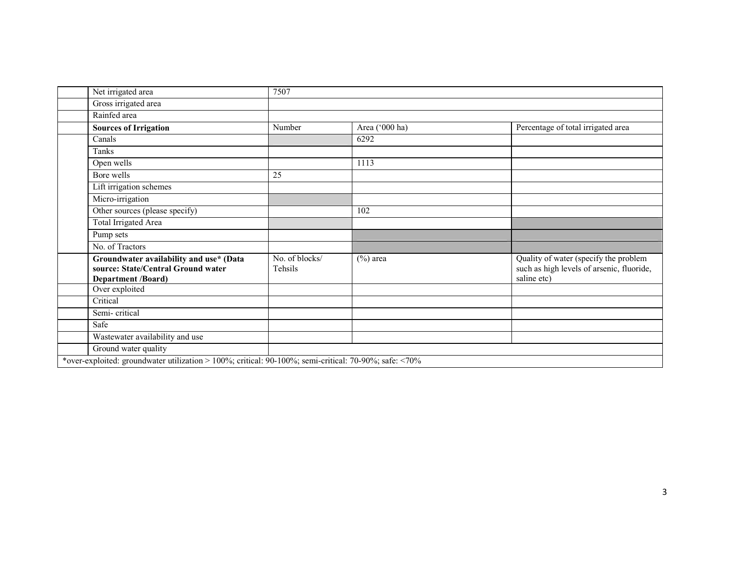| | | | | |
|---|---|---|---|---|
| | Net irrigated area | 7507 | | |
| | Gross irrigated area | | | |
| | Rainfed area | | | |
| | **Sources of Irrigation** | Number | Area ('000 ha) | Percentage of total irrigated area |
| | Canals | | 6292 | |
| | Tanks | | | |
| | Open wells | | 1113 | |
| | Bore wells | 25 | | |
| | Lift irrigation schemes | | | |
| | Micro-irrigation | | | |
| | Other sources (please specify) | | 102 | |
| | Total Irrigated Area | | | |
| | Pump sets | | | |
| | No. of Tractors | | | |
| | **Groundwater availability and use* (Data source: State/Central Ground water Department /Board)** | No. of blocks/ Tehsils | (%) area | Quality of water (specify the problem such as high levels of arsenic, fluoride, saline etc) |
| | Over exploited | | | |
| | Critical | | | |
| | Semi- critical | | | |
| | Safe | | | |
| | Wastewater availability and use | | | |
| | Ground water quality | | | |

*over-exploited: groundwater utilization > 100%; critical: 90-100%; semi-critical: 70-90%; safe: <70%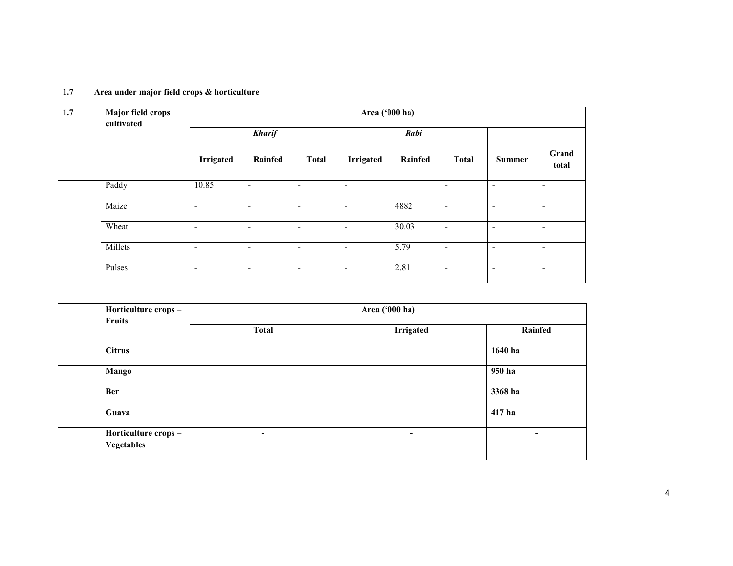**1.7 Area under major field crops & horticulture**

| 1.7 | Major field crops cultivated | Area ('000 ha) | | | | | | | |
|---|---|---|---|---|---|---|---|---|---|
| | | ***Kharif*** | | | ***Rabi*** | | | | |
| | | **Irrigated** | **Rainfed** | **Total** | **Irrigated** | **Rainfed** | **Total** | **Summer** | **Grand total** |
| | Paddy | 10.85 | - | - | - | | - | - | - |
| | Maize | - | - | - | - | 4882 | - | - | - |
| | Wheat | - | - | - | - | 30.03 | - | - | - |
| | Millets | - | - | - | - | 5.79 | - | - | - |
| | Pulses | - | - | - | - | 2.81 | - | - | - |

| | Horticulture crops – Fruits | Area ('000 ha) | | |
|---|---|---|---|---|
| | | **Total** | **Irrigated** | **Rainfed** |
| | **Citrus** | | | **1640 ha** |
| | **Mango** | | | **950 ha** |
| | **Ber** | | | **3368 ha** |
| | **Guava** | | | **417 ha** |
| | **Horticulture crops – Vegetables** | **-** | **-** | **-** |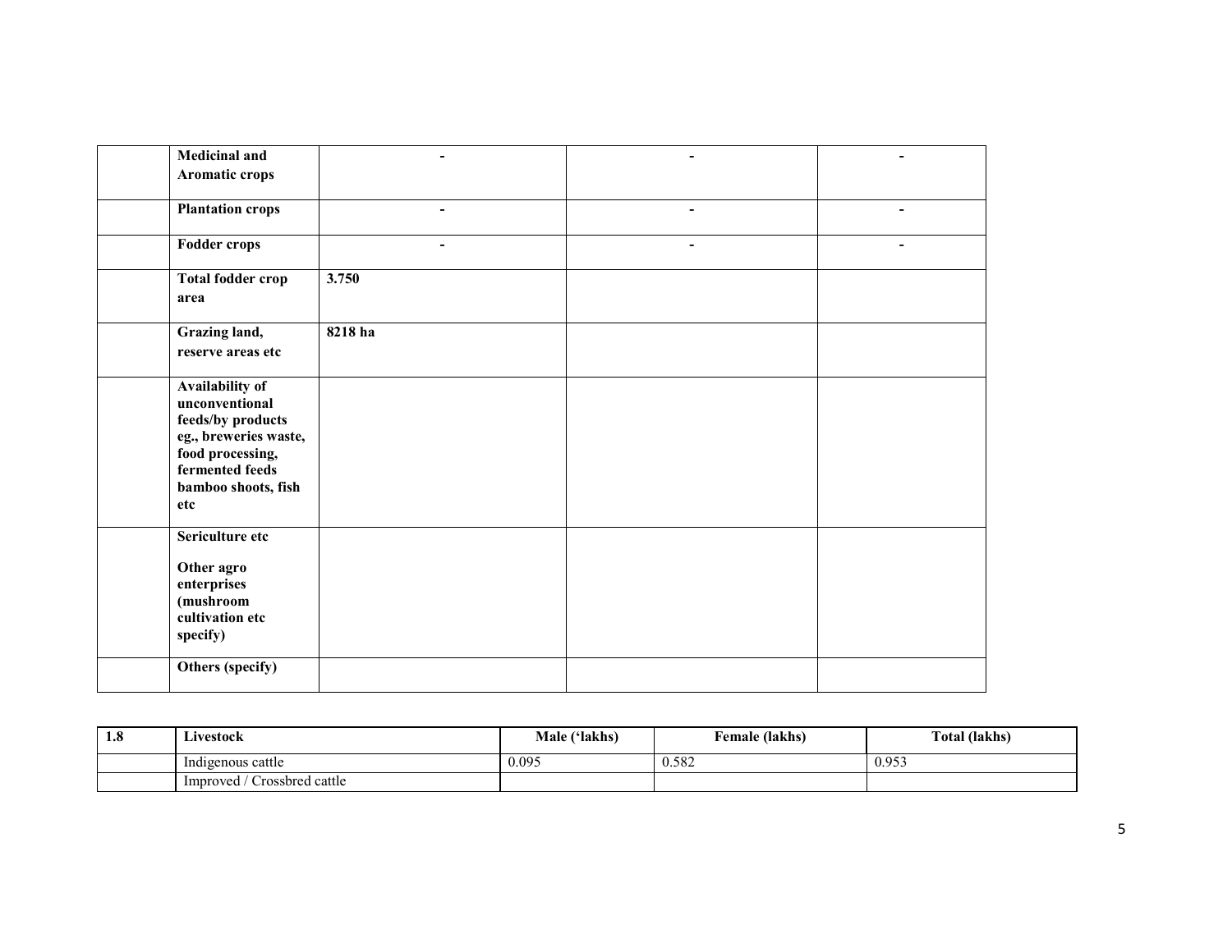| | | | | |
|---|---|---|---|---|
| | **Medicinal and Aromatic crops** | - | - | - |
| | **Plantation crops** | - | - | - |
| | **Fodder crops** | - | - | - |
| | **Total fodder crop area** | **3.750** | | |
| | **Grazing land, reserve areas etc** | **8218 ha** | | |
| | **Availability of unconventional feeds/by products eg., breweries waste, food processing, fermented feeds bamboo shoots, fish etc** | | | |
| | **Sericulture etc**<br><br>**Other agro enterprises (mushroom cultivation etc specify)** | | | |
| | **Others (specify)** | | | |

| 1.8 | Livestock | Male ('lakhs) | Female (lakhs) | Total (lakhs) |
|---|---|---|---|---|
| | Indigenous cattle | 0.095 | 0.582 | 0.953 |
| | Improved / Crossbred cattle | | | |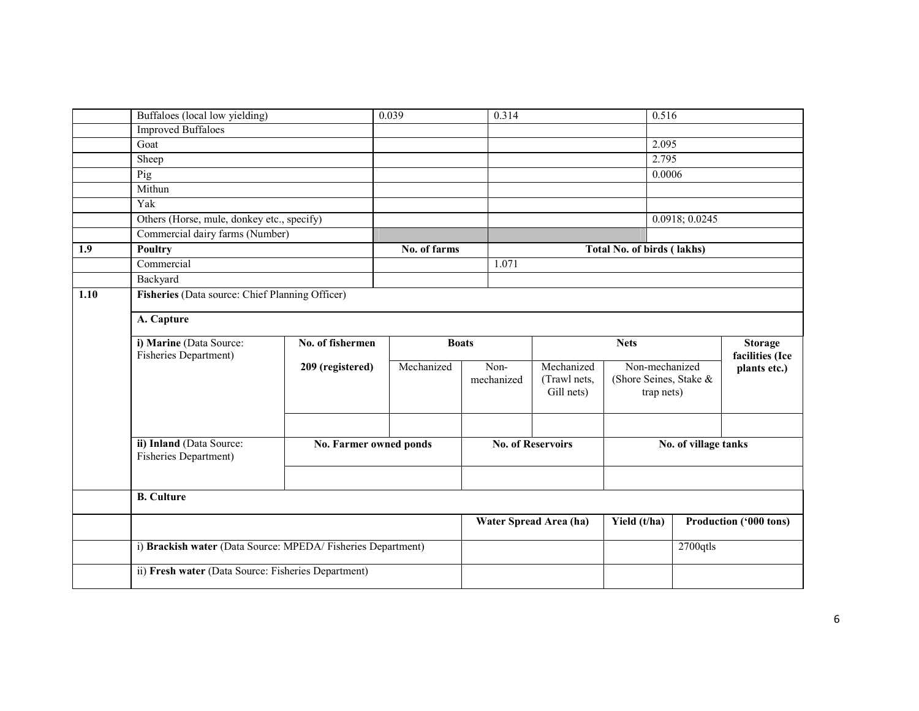| | | | | |
|---|---|---|---|---|
| | Buffaloes (local low yielding) | 0.039 | 0.314 | 0.516 |
| | Improved Buffaloes | | | |
| | Goat | | | 2.095 |
| | Sheep | | | 2.795 |
| | Pig | | | 0.0006 |
| | Mithun | | | |
| | Yak | | | |
| | Others (Horse, mule, donkey etc., specify) | | | 0.0918; 0.0245 |
| | Commercial dairy farms (Number) | | | |
| **1.9** | **Poultry** | **No. of farms** | **Total No. of birds ( lakhs)** | |
| | Commercial | | 1.071 | |
| | Backyard | | | |

**1.10 Fisheries** (Data source: Chief Planning Officer)

**A. Capture**

| | No. of fishermen | Boats | | Nets | | Storage facilities (Ice plants etc.) |
|---|---|---|---|---|---|---|
| **i) Marine** (Data Source: Fisheries Department) | **209 (registered)** | Mechanized | Non-mechanized | Mechanized (Trawl nets, Gill nets) | Non-mechanized (Shore Seines, Stake & trap nets) | |
| | | | | | | |

| | No. Farmer owned ponds | No. of Reservoirs | No. of village tanks |
|---|---|---|---|
| **ii) Inland** (Data Source: Fisheries Department) | | | |

**B. Culture**

| | Water Spread Area (ha) | Yield (t/ha) | Production ('000 tons) |
|---|---|---|---|
| i) **Brackish water** (Data Source: MPEDA/ Fisheries Department) | | | 2700qtls |
| ii) **Fresh water** (Data Source: Fisheries Department) | | | |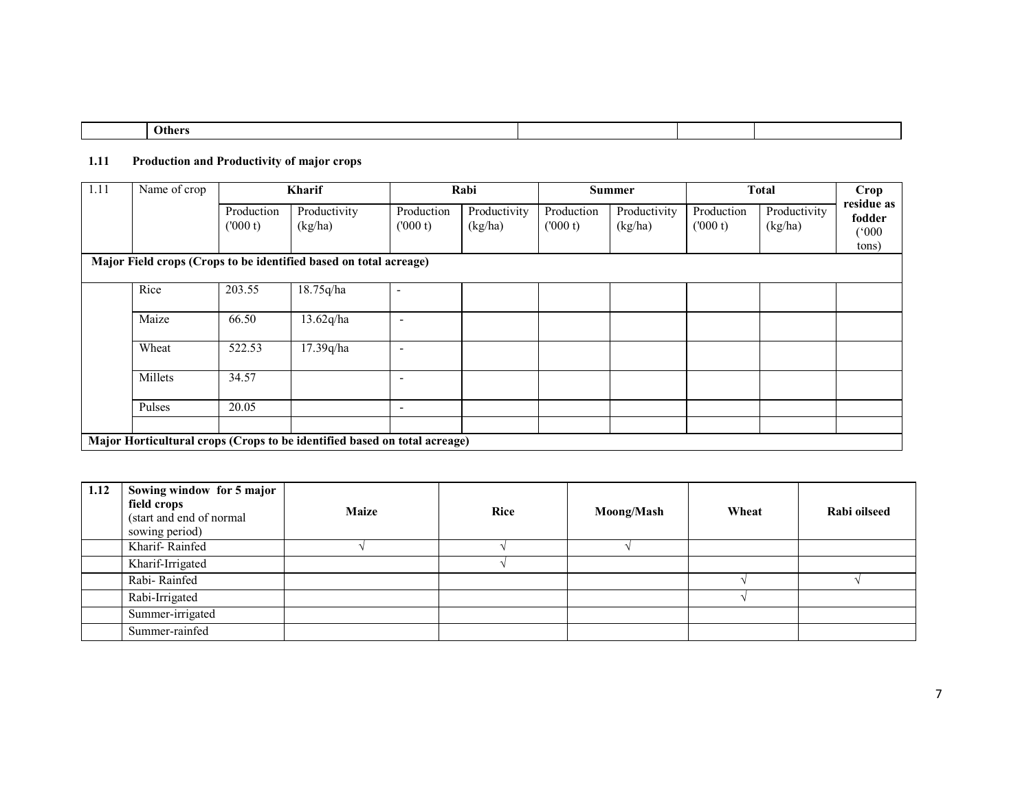| | Others | | | |
|---|---|---|---|---|

### 1.11 Production and Productivity of major crops

| 1.11 | Name of crop | Kharif | | Rabi | | Summer | | Total | | Crop residue as fodder ('000 tons) |
|---|---|---|---|---|---|---|---|---|---|---|
| | | Production ('000 t) | Productivity (kg/ha) | Production ('000 t) | Productivity (kg/ha) | Production ('000 t) | Productivity (kg/ha) | Production ('000 t) | Productivity (kg/ha) | |
| **Major Field crops (Crops to be identified based on total acreage)** | | | | | | | | | | |
| | Rice | 203.55 | 18.75q/ha | - | | | | | | |
| | Maize | 66.50 | 13.62q/ha | - | | | | | | |
| | Wheat | 522.53 | 17.39q/ha | - | | | | | | |
| | Millets | 34.57 | | - | | | | | | |
| | Pulses | 20.05 | | - | | | | | | |
| | | | | | | | | | | |
| **Major Horticultural crops (Crops to be identified based on total acreage)** | | | | | | | | | | |

| 1.12 | Sowing window for 5 major field crops (start and end of normal sowing period) | Maize | Rice | Moong/Mash | Wheat | Rabi oilseed |
|---|---|---|---|---|---|---|
| | Kharif- Rainfed | √ | √ | √ | | |
| | Kharif-Irrigated | | √ | | | |
| | Rabi- Rainfed | | | | √ | √ |
| | Rabi-Irrigated | | | | √ | |
| | Summer-irrigated | | | | | |
| | Summer-rainfed | | | | | |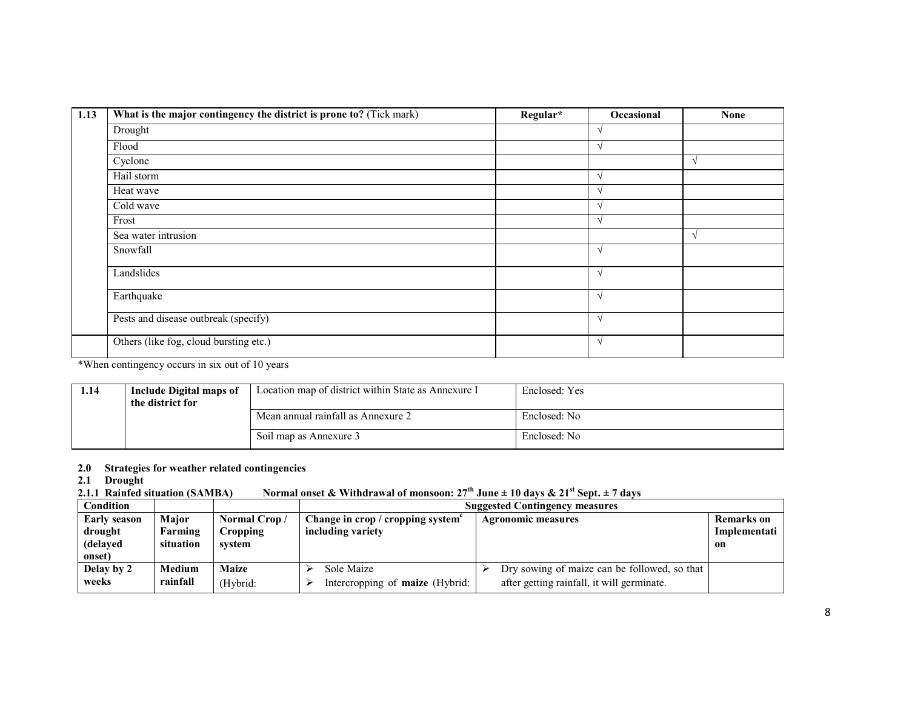| 1.13 | What is the major contingency the district is prone to? (Tick mark) | Regular* | Occasional | None |
|---|---|---|---|---|
| | Drought | | √ | |
| | Flood | | √ | |
| | Cyclone | | | √ |
| | Hail storm | | √ | |
| | Heat wave | | √ | |
| | Cold wave | | √ | |
| | Frost | | √ | |
| | Sea water intrusion | | | √ |
| | Snowfall | | √ | |
| | Landslides | | √ | |
| | Earthquake | | √ | |
| | Pests and disease outbreak (specify) | | √ | |
| | Others (like fog, cloud bursting etc.) | | √ | |

*When contingency occurs in six out of 10 years

| 1.14 | Include Digital maps of the district for | Location map of district within State as Annexure I | Enclosed: Yes |
|---|---|---|---|
| | | Mean annual rainfall as Annexure 2 | Enclosed: No |
| | | Soil map as Annexure 3 | Enclosed: No |

## 2.0 Strategies for weather related contingencies

### 2.1 Drought

#### 2.1.1 Rainfed situation (SAMBA) Normal onset & Withdrawal of monsoon: 27th June ± 10 days & 21st Sept. ± 7 days

| Condition | | | Suggested Contingency measures | | |
|---|---|---|---|---|---|
| **Early season drought (delayed onset)** | **Major Farming situation** | **Normal Crop / Cropping system** | **Change in crop / cropping system[c] including variety** | **Agronomic measures** | **Remarks on Implementation** |
| **Delay by 2 weeks** | **Medium rainfall** | **Maize** (Hybrid: | ➢ Sole Maize<br>➢ Intercropping of **maize** (Hybrid: | ➢ Dry sowing of maize can be followed, so that after getting rainfall, it will germinate. | |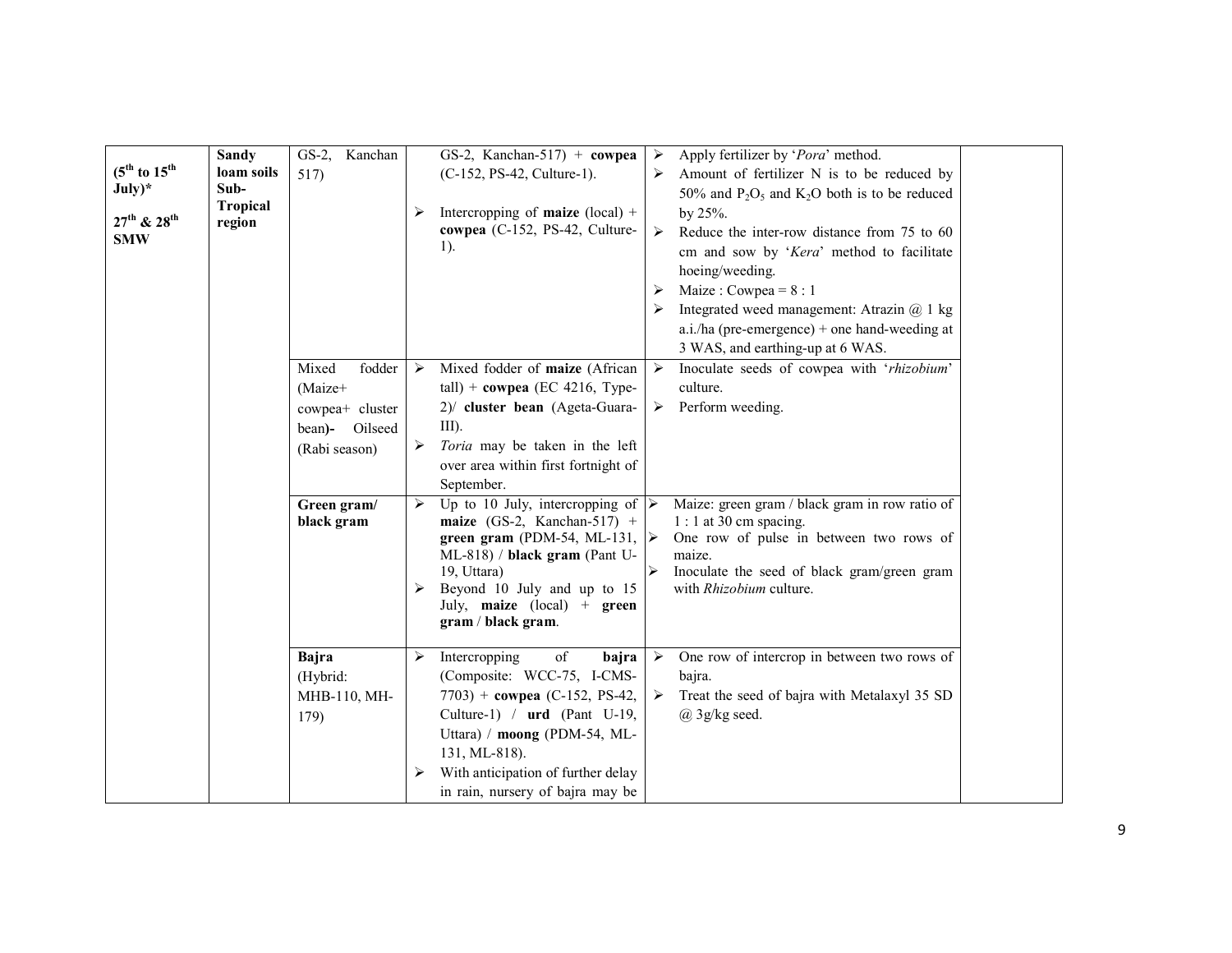| | | | | | |
|---|---|---|---|---|---|
| **(5th to 15th July)*** **27th & 28th SMW** | **Sandy loam soils Sub-Tropical region** | GS-2, Kanchan 517) | GS-2, Kanchan-517) + **cowpea** (C-152, PS-42, Culture-1). ➢ Intercropping of **maize** (local) + **cowpea** (C-152, PS-42, Culture-1). | ➢ Apply fertilizer by '*Pora*' method. ➢ Amount of fertilizer N is to be reduced by 50% and $P_2O_5$ and $K_2O$ both is to be reduced by 25%. ➢ Reduce the inter-row distance from 75 to 60 cm and sow by '*Kera*' method to facilitate hoeing/weeding. ➢ Maize : Cowpea = 8 : 1 ➢ Integrated weed management: Atrazin @ 1 kg a.i./ha (pre-emergence) + one hand-weeding at 3 WAS, and earthing-up at 6 WAS. | |
| | | Mixed fodder (Maize+ cowpea+ cluster bean)- Oilseed (Rabi season) | ➢ Mixed fodder of **maize** (African tall) + **cowpea** (EC 4216, Type-2)/ **cluster bean** (Ageta-Guara-III). ➢ *Toria* may be taken in the left over area within first fortnight of September. | ➢ Inoculate seeds of cowpea with '*rhizobium*' culture. ➢ Perform weeding. | |
| | | **Green gram/ black gram** | ➢ Up to 10 July, intercropping of **maize** (GS-2, Kanchan-517) + **green gram** (PDM-54, ML-131, ML-818) / **black gram** (Pant U-19, Uttara) ➢ Beyond 10 July and up to 15 July, **maize** (local) + **green gram** / **black gram**. | ➢ Maize: green gram / black gram in row ratio of 1 : 1 at 30 cm spacing. ➢ One row of pulse in between two rows of maize. ➢ Inoculate the seed of black gram/green gram with *Rhizobium* culture. | |
| | | **Bajra** (Hybrid: MHB-110, MH-179) | ➢ Intercropping of **bajra** (Composite: WCC-75, I-CMS-7703) + **cowpea** (C-152, PS-42, Culture-1) / **urd** (Pant U-19, Uttara) / **moong** (PDM-54, ML-131, ML-818). ➢ With anticipation of further delay in rain, nursery of bajra may be | ➢ One row of intercrop in between two rows of bajra. ➢ Treat the seed of bajra with Metalaxyl 35 SD @ 3g/kg seed. | |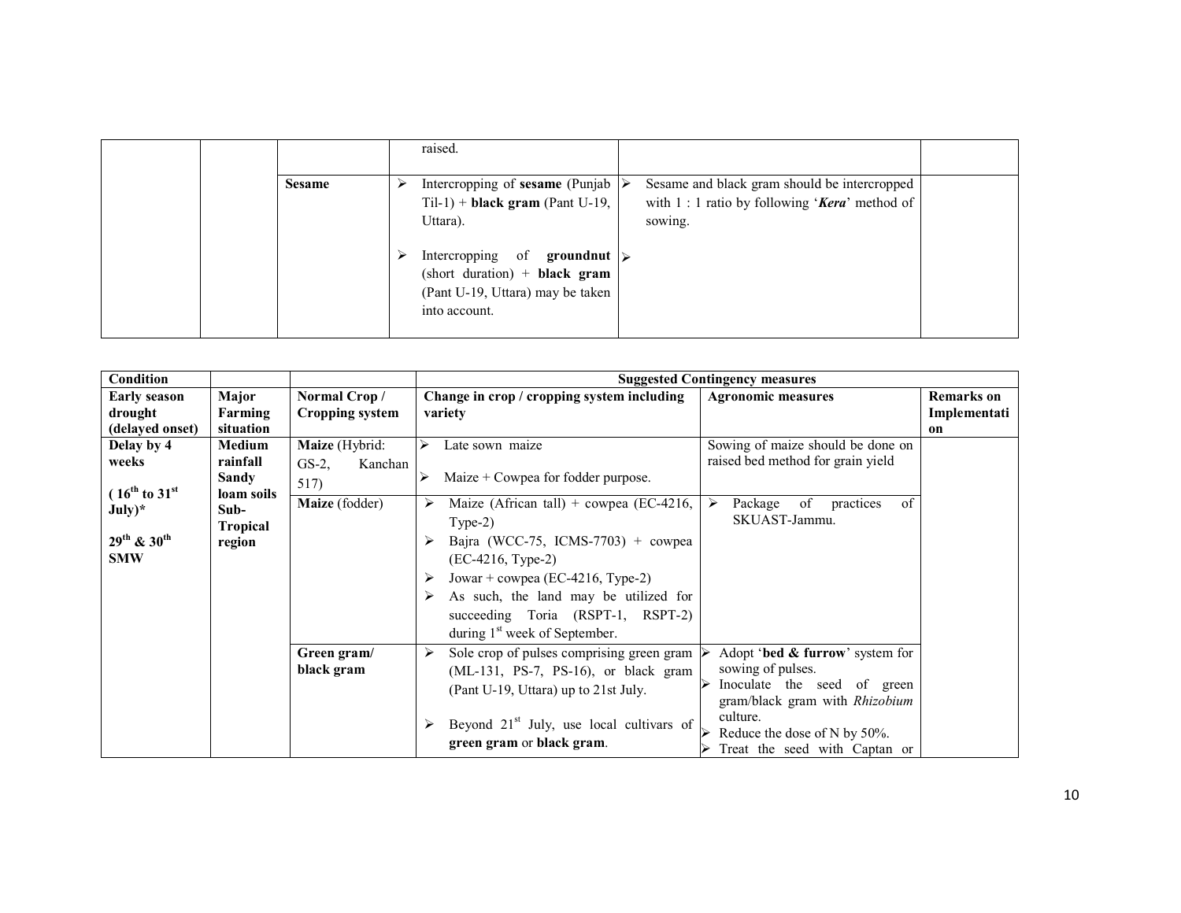| | | | raised. | | |
|---|---|---|---|---|---|
| | | **Sesame** | ➢ Intercropping of **sesame** (Punjab Til-1) + **black gram** (Pant U-19, Uttara).<br>➢ Intercropping of **groundnut** (short duration) + **black gram** (Pant U-19, Uttara) may be taken into account. | ➢ Sesame and black gram should be intercropped with 1 : 1 ratio by following '***Kera***' method of sowing.<br>➢ | |

| **Condition** | | | **Suggested Contingency measures** | | |
|---|---|---|---|---|---|
| **Early season drought (delayed onset)** | **Major Farming situation** | **Normal Crop / Cropping system** | **Change in crop / cropping system including variety** | **Agronomic measures** | **Remarks on Implementation** |
| **Delay by 4 weeks**<br>**( 16th to 31st July)***<br>**29th & 30th SMW** | **Medium rainfall Sandy loam soils Sub-Tropical region** | **Maize** (Hybrid: GS-2, Kanchan 517) | ➢ Late sown maize<br>➢ Maize + Cowpea for fodder purpose. | Sowing of maize should be done on raised bed method for grain yield | |
| | | **Maize** (fodder) | ➢ Maize (African tall) + cowpea (EC-4216, Type-2)<br>➢ Bajra (WCC-75, ICMS-7703) + cowpea (EC-4216, Type-2)<br>➢ Jowar + cowpea (EC-4216, Type-2)<br>➢ As such, the land may be utilized for succeeding Toria (RSPT-1, RSPT-2) during 1st week of September. | ➢ Package of practices of SKUAST-Jammu. | |
| | | **Green gram/ black gram** | ➢ Sole crop of pulses comprising green gram (ML-131, PS-7, PS-16), or black gram (Pant U-19, Uttara) up to 21st July.<br>➢ Beyond 21st July, use local cultivars of **green gram** or **black gram**. | ➢ Adopt '**bed & furrow**' system for sowing of pulses.<br>➢ Inoculate the seed of green gram/black gram with *Rhizobium* culture.<br>➢ Reduce the dose of N by 50%.<br>➢ Treat the seed with Captan or | |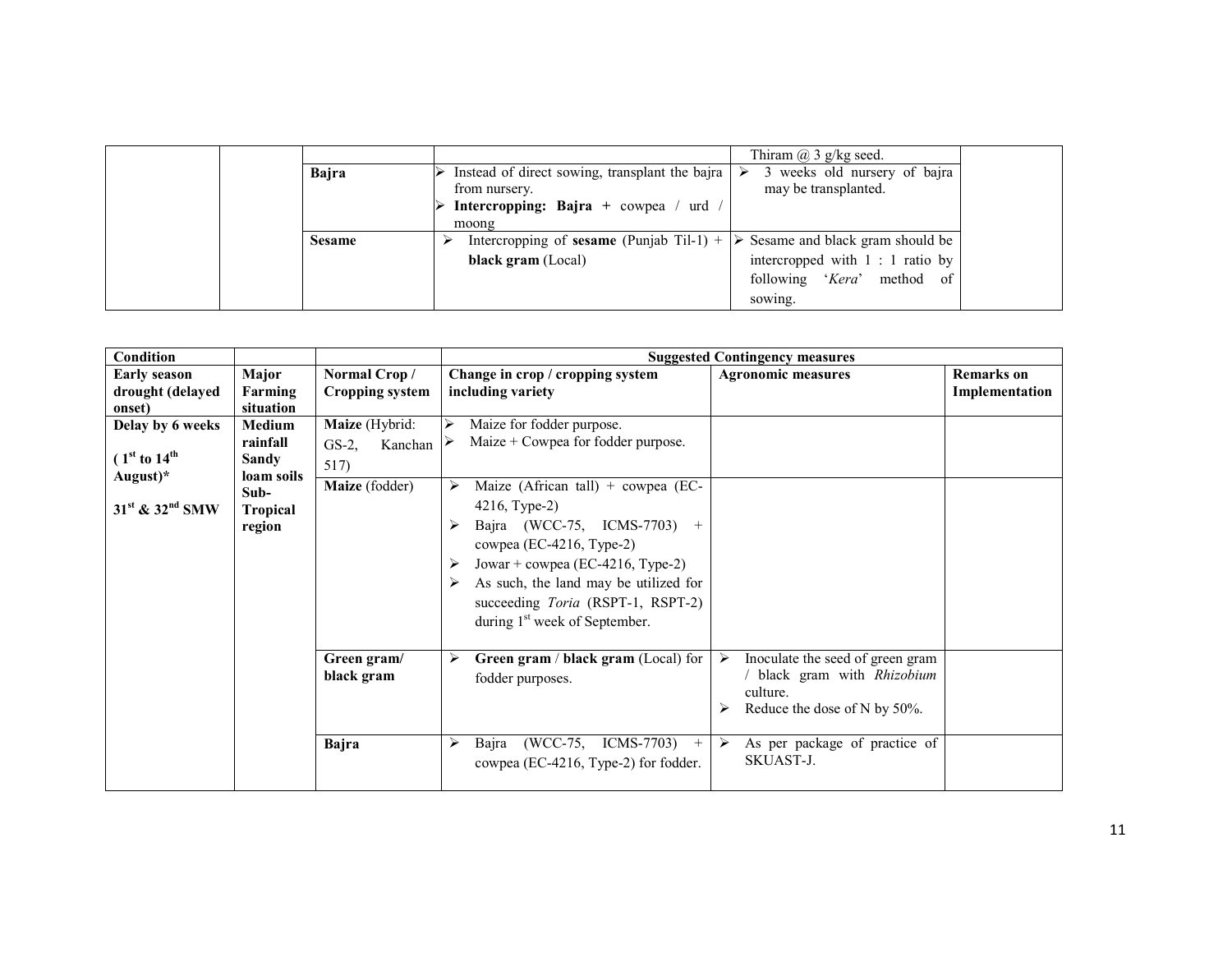| | | | | Thiram @ 3 g/kg seed. | |
|---|---|---|---|---|---|
| | | **Bajra** | ➢ Instead of direct sowing, transplant the bajra from nursery.<br>➢ **Intercropping: Bajra +** cowpea / urd / moong | ➢ 3 weeks old nursery of bajra may be transplanted. | |
| | | **Sesame** | ➢ Intercropping of **sesame** (Punjab Til-1) + **black gram** (Local) | ➢ Sesame and black gram should be intercropped with 1 : 1 ratio by following '*Kera*' method of sowing. | |

| **Condition** | | | **Suggested Contingency measures** | | |
|---|---|---|---|---|---|
| **Early season drought (delayed onset)** | **Major Farming situation** | **Normal Crop / Cropping system** | **Change in crop / cropping system including variety** | **Agronomic measures** | **Remarks on Implementation** |
| **Delay by 6 weeks**<br>**( 1st to 14th August)***<br>**31st & 32nd SMW** | **Medium rainfall Sandy loam soils Sub-Tropical region** | **Maize** (Hybrid: GS-2, Kanchan 517) | ➢ Maize for fodder purpose.<br>➢ Maize + Cowpea for fodder purpose. | | |
| | | **Maize** (fodder) | ➢ Maize (African tall) + cowpea (EC-4216, Type-2)<br>➢ Bajra (WCC-75, ICMS-7703) + cowpea (EC-4216, Type-2)<br>➢ Jowar + cowpea (EC-4216, Type-2)<br>➢ As such, the land may be utilized for succeeding *Toria* (RSPT-1, RSPT-2) during 1st week of September. | | |
| | | **Green gram/ black gram** | ➢ **Green gram** / **black gram** (Local) for fodder purposes. | ➢ Inoculate the seed of green gram / black gram with *Rhizobium* culture.<br>➢ Reduce the dose of N by 50%. | |
| | | **Bajra** | ➢ Bajra (WCC-75, ICMS-7703) + cowpea (EC-4216, Type-2) for fodder. | ➢ As per package of practice of SKUAST-J. | |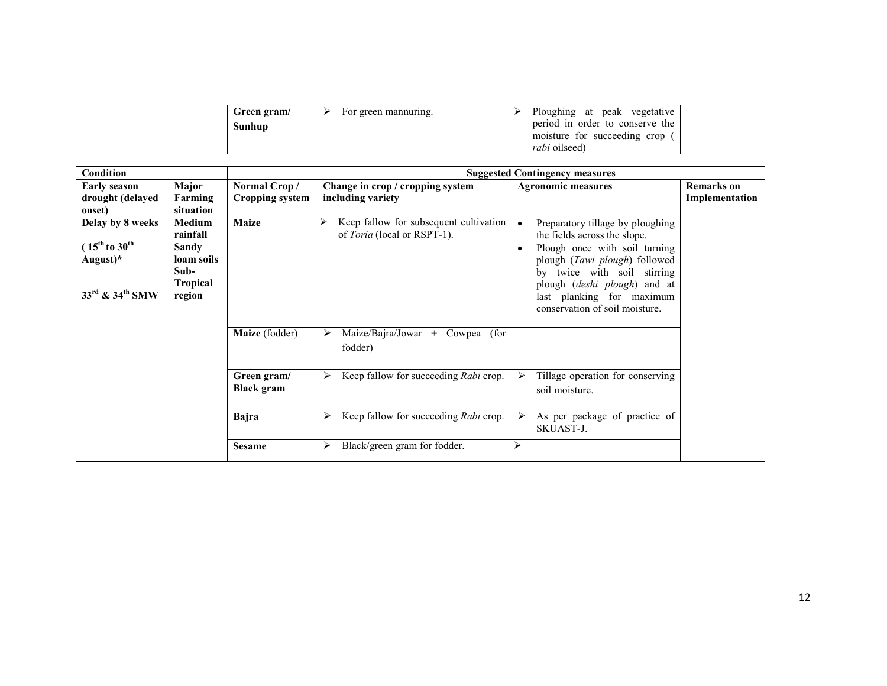| | | | | | |
|---|---|---|---|---|---|
| | | **Green gram/ Sunhup** | ➢ For green mannuring. | ➢ Ploughing at peak vegetative period in order to conserve the moisture for succeeding crop ( *rabi* oilseed) | |

| **Condition** | | | **Suggested Contingency measures** | | |
|---|---|---|---|---|---|
| **Early season drought (delayed onset)** | **Major Farming situation** | **Normal Crop / Cropping system** | **Change in crop / cropping system including variety** | **Agronomic measures** | **Remarks on Implementation** |
| **Delay by 8 weeks ( $15^{th}$ to $30^{th}$ August)\* $33^{rd}$ & $34^{th}$ SMW** | **Medium rainfall Sandy loam soils Sub-Tropical region** | **Maize** | ➢ Keep fallow for subsequent cultivation of *Toria* (local or RSPT-1). | • Preparatory tillage by ploughing the fields across the slope. • Plough once with soil turning plough (*Tawi plough*) followed by twice with soil stirring plough (*deshi plough*) and at last planking for maximum conservation of soil moisture. | |
| | | **Maize** (fodder) | ➢ Maize/Bajra/Jowar + Cowpea (for fodder) | | |
| | | **Green gram/ Black gram** | ➢ Keep fallow for succeeding *Rabi* crop. | ➢ Tillage operation for conserving soil moisture. | |
| | | **Bajra** | ➢ Keep fallow for succeeding *Rabi* crop. | ➢ As per package of practice of SKUAST-J. | |
| | | **Sesame** | ➢ Black/green gram for fodder. | ➢ | |